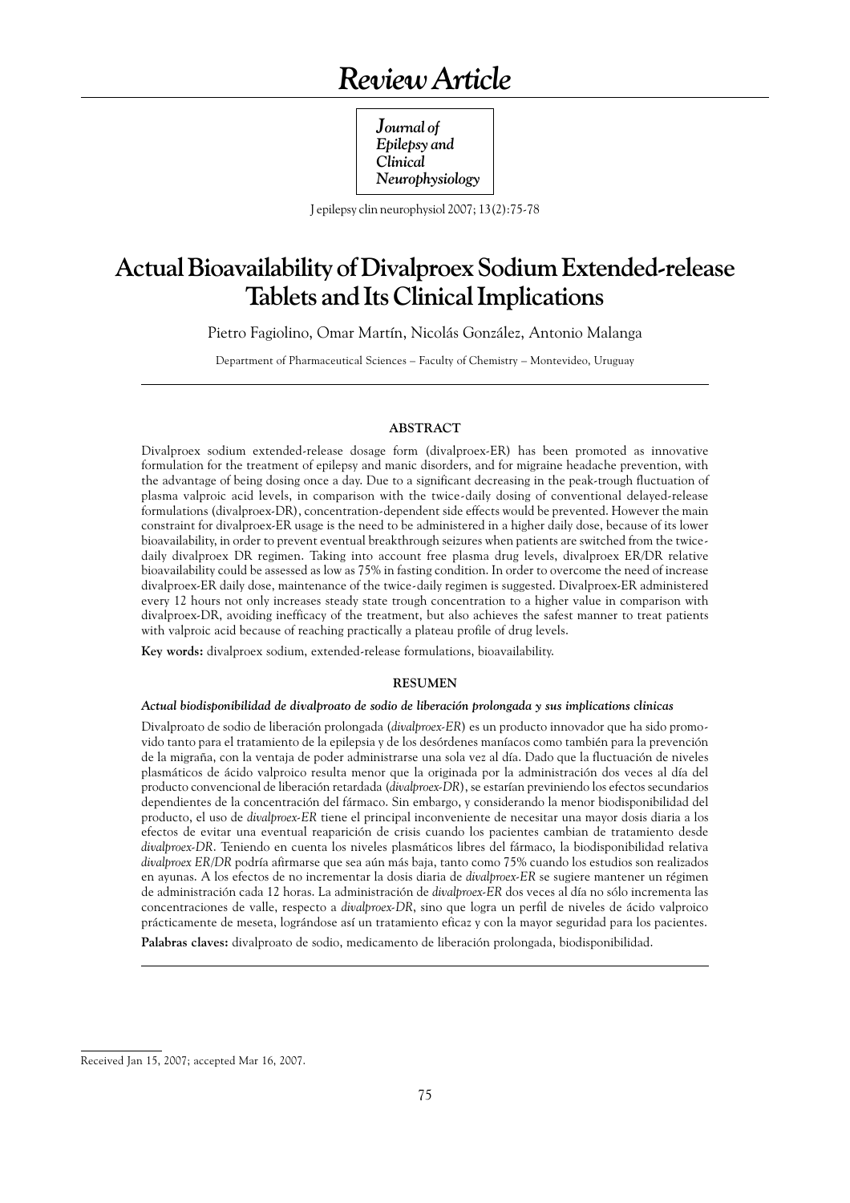Review Article

Journal of Epilepsy and Clinical Neurophysiology

J epilepsy clin neurophysiol 2007; 13(2):75-78

# Actual Bioavailability of Divalproex Sodium Extended-release Tablets and Its Clinical Implications

Pietro Fagiolino, Omar Martín, Nicolás González, Antonio Malanga

Department of Pharmaceutical Sciences – Faculty of Chemistry – Montevideo, Uruguay

## ABSTRACT

Divalproex sodium extended-release dosage form (divalproex-ER) has been promoted as innovative formulation for the treatment of epilepsy and manic disorders, and for migraine headache prevention, with the advantage of being dosing once a day. Due to a significant decreasing in the peak-trough fluctuation of plasma valproic acid levels, in comparison with the twice-daily dosing of conventional delayed-release formulations (divalproex-DR), concentration-dependent side effects would be prevented. However the main constraint for divalproex-ER usage is the need to be administered in a higher daily dose, because of its lower bioavailability, in order to prevent eventual breakthrough seizures when patients are switched from the twice-daily divalproex DR regimen. Taking into account free plasma drug levels, divalproex ER/DR relative bioavailability could be assessed as low as 75% in fasting condition. In order to overcome the need of increase divalproex-ER daily dose, maintenance of the twice-daily regimen is suggested. Divalproex-ER administered every 12 hours not only increases steady state trough concentration to a higher value in comparison with divalproex-DR, avoiding inefficacy of the treatment, but also achieves the safest manner to treat patients with valproic acid because of reaching practically a plateau profile of drug levels.

**Key words:** divalproex sodium, extended-release formulations, bioavailability.

## RESUMEN

***Actual biodisponibilidad de divalproato de sodio de liberación prolongada y sus implications clinicas***

Divalproato de sodio de liberación prolongada (*divalproex-ER*) es un producto innovador que ha sido promovido tanto para el tratamiento de la epilepsia y de los desórdenes maníacos como también para la prevención de la migraña, con la ventaja de poder administrarse una sola vez al día. Dado que la fluctuación de niveles plasmáticos de ácido valproico resulta menor que la originada por la administración dos veces al día del producto convencional de liberación retardada (*divalproex-DR*), se estarían previniendo los efectos secundarios dependientes de la concentración del fármaco. Sin embargo, y considerando la menor biodisponibilidad del producto, el uso de *divalproex-ER* tiene el principal inconveniente de necesitar una mayor dosis diaria a los efectos de evitar una eventual reaparición de crisis cuando los pacientes cambian de tratamiento desde *divalproex-DR*. Teniendo en cuenta los niveles plasmáticos libres del fármaco, la biodisponibilidad relativa *divalproex ER/DR* podría afirmarse que sea aún más baja, tanto como 75% cuando los estudios son realizados en ayunas. A los efectos de no incrementar la dosis diaria de *divalproex-ER* se sugiere mantener un régimen de administración cada 12 horas. La administración de *divalproex-ER* dos veces al día no sólo incrementa las concentraciones de valle, respecto a *divalproex-DR*, sino que logra un perfil de niveles de ácido valproico prácticamente de meseta, lográndose así un tratamiento eficaz y con la mayor seguridad para los pacientes.

**Palabras claves:** divalproato de sodio, medicamento de liberación prolongada, biodisponibilidad.

Received Jan 15, 2007; accepted Mar 16, 2007.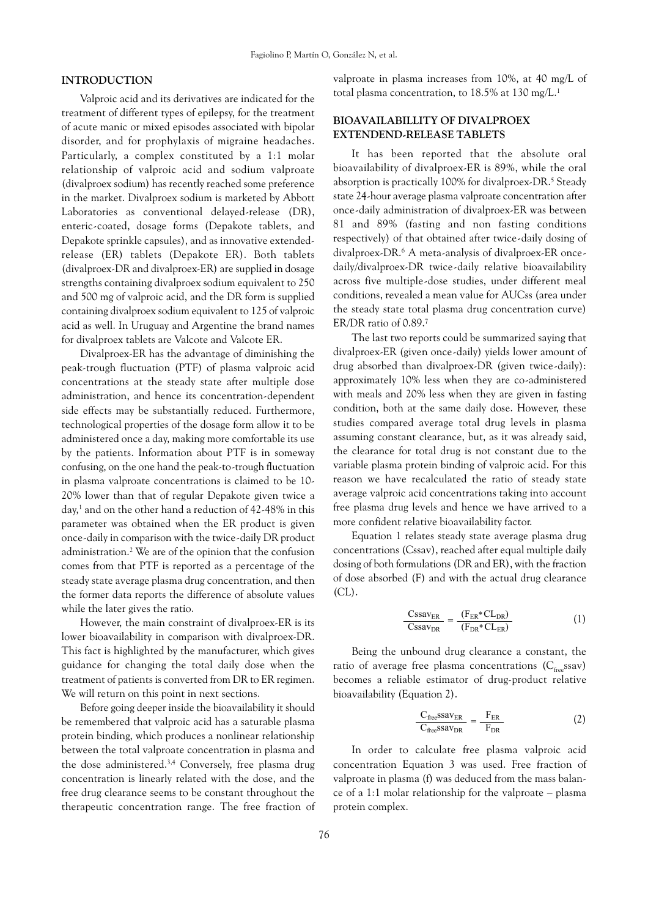## INTRODUCTION

Valproic acid and its derivatives are indicated for the treatment of different types of epilepsy, for the treatment of acute manic or mixed episodes associated with bipolar disorder, and for prophylaxis of migraine headaches. Particularly, a complex constituted by a 1:1 molar relationship of valproic acid and sodium valproate (divalproex sodium) has recently reached some preference in the market. Divalproex sodium is marketed by Abbott Laboratories as conventional delayed-release (DR), enteric-coated, dosage forms (Depakote tablets, and Depakote sprinkle capsules), and as innovative extended-release (ER) tablets (Depakote ER). Both tablets (divalproex-DR and divalproex-ER) are supplied in dosage strengths containing divalproex sodium equivalent to 250 and 500 mg of valproic acid, and the DR form is supplied containing divalproex sodium equivalent to 125 of valproic acid as well. In Uruguay and Argentine the brand names for divalproex tablets are Valcote and Valcote ER.

Divalproex-ER has the advantage of diminishing the peak-trough fluctuation (PTF) of plasma valproic acid concentrations at the steady state after multiple dose administration, and hence its concentration-dependent side effects may be substantially reduced. Furthermore, technological properties of the dosage form allow it to be administered once a day, making more comfortable its use by the patients. Information about PTF is in someway confusing, on the one hand the peak-to-trough fluctuation in plasma valproate concentrations is claimed to be 10-20% lower than that of regular Depakote given twice a day,[1] and on the other hand a reduction of 42-48% in this parameter was obtained when the ER product is given once-daily in comparison with the twice-daily DR product administration.[2] We are of the opinion that the confusion comes from that PTF is reported as a percentage of the steady state average plasma drug concentration, and then the former data reports the difference of absolute values while the later gives the ratio.

However, the main constraint of divalproex-ER is its lower bioavailability in comparison with divalproex-DR. This fact is highlighted by the manufacturer, which gives guidance for changing the total daily dose when the treatment of patients is converted from DR to ER regimen. We will return on this point in next sections.

Before going deeper inside the bioavailability it should be remembered that valproic acid has a saturable plasma protein binding, which produces a nonlinear relationship between the total valproate concentration in plasma and the dose administered.[3,4] Conversely, free plasma drug concentration is linearly related with the dose, and the free drug clearance seems to be constant throughout the therapeutic concentration range. The free fraction of valproate in plasma increases from 10%, at 40 mg/L of total plasma concentration, to 18.5% at 130 mg/L.[1]

## BIOAVAILABILLITY OF DIVALPROEX EXTENDEND-RELEASE TABLETS

It has been reported that the absolute oral bioavailability of divalproex-ER is 89%, while the oral absorption is practically 100% for divalproex-DR.[5] Steady state 24-hour average plasma valproate concentration after once-daily administration of divalproex-ER was between 81 and 89% (fasting and non fasting conditions respectively) of that obtained after twice-daily dosing of divalproex-DR.[6] A meta-analysis of divalproex-ER once-daily/divalproex-DR twice-daily relative bioavailability across five multiple-dose studies, under different meal conditions, revealed a mean value for AUCss (area under the steady state total plasma drug concentration curve) ER/DR ratio of 0.89.[7]

The last two reports could be summarized saying that divalproex-ER (given once-daily) yields lower amount of drug absorbed than divalproex-DR (given twice-daily): approximately 10% less when they are co-administered with meals and 20% less when they are given in fasting condition, both at the same daily dose. However, these studies compared average total drug levels in plasma assuming constant clearance, but, as it was already said, the clearance for total drug is not constant due to the variable plasma protein binding of valproic acid. For this reason we have recalculated the ratio of steady state average valproic acid concentrations taking into account free plasma drug levels and hence we have arrived to a more confident relative bioavailability factor.

Equation 1 relates steady state average plasma drug concentrations (Cssav), reached after equal multiple daily dosing of both formulations (DR and ER), with the fraction of dose absorbed (F) and with the actual drug clearance (CL).

$$\frac{Cssav_{ER}}{Cssav_{DR}} = \frac{(F_{ER} * CL_{DR})}{(F_{DR} * CL_{ER})} \quad (1)$$

Being the unbound drug clearance a constant, the ratio of average free plasma concentrations ($C_{free}ssav$) becomes a reliable estimator of drug-product relative bioavailability (Equation 2).

$$\frac{C_{free}ssav_{ER}}{C_{free}ssav_{DR}} = \frac{F_{ER}}{F_{DR}} \quad (2)$$

In order to calculate free plasma valproic acid concentration Equation 3 was used. Free fraction of valproate in plasma (f) was deduced from the mass balance of a 1:1 molar relationship for the valproate – plasma protein complex.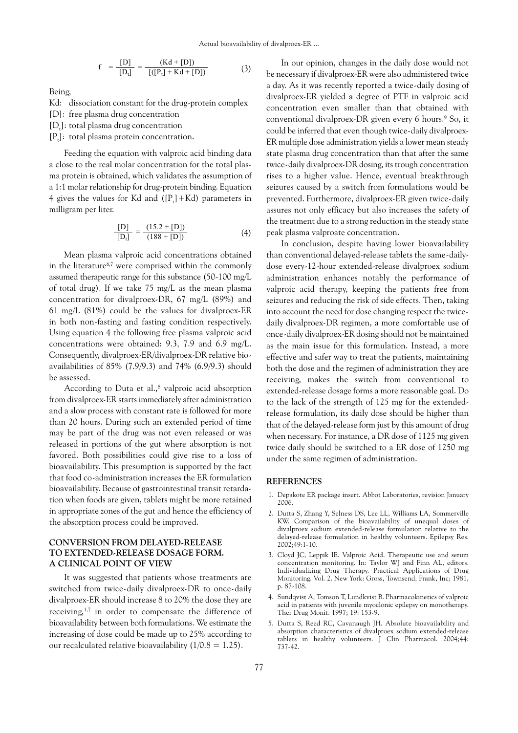$$f = \frac{[D]}{[D_t]} = \frac{(Kd + [D])}{[([P_t] + Kd + [D])} \qquad (3)$$

Being,

Kd: dissociation constant for the drug-protein complex
[D]: free plasma drug concentration
$[D_t]$: total plasma drug concentration
$[P_t]$: total plasma protein concentration.

Feeding the equation with valproic acid binding data a close to the real molar concentration for the total plasma protein is obtained, which validates the assumption of a 1:1 molar relationship for drug-protein binding. Equation 4 gives the values for Kd and ($[P_t]$+Kd) parameters in milligram per liter.

$$\frac{[D]}{[D_t]} = \frac{(15.2 + [D])}{(188 + [D])} \qquad (4)$$

Mean plasma valproic acid concentrations obtained in the literature[6,7] were comprised within the commonly assumed therapeutic range for this substance (50-100 mg/L of total drug). If we take 75 mg/L as the mean plasma concentration for divalproex-DR, 67 mg/L (89%) and 61 mg/L (81%) could be the values for divalproex-ER in both non-fasting and fasting condition respectively. Using equation 4 the following free plasma valproic acid concentrations were obtained: 9.3, 7.9 and 6.9 mg/L. Consequently, divalproex-ER/divalproex-DR relative bioavailabilities of 85% (7.9/9.3) and 74% (6.9/9.3) should be assessed.

According to Duta et al.,[8] valproic acid absorption from divalproex-ER starts immediately after administration and a slow process with constant rate is followed for more than 20 hours. During such an extended period of time may be part of the drug was not even released or was released in portions of the gut where absorption is not favored. Both possibilities could give rise to a loss of bioavailability. This presumption is supported by the fact that food co-administration increases the ER formulation bioavailability. Because of gastrointestinal transit retardation when foods are given, tablets might be more retained in appropriate zones of the gut and hence the efficiency of the absorption process could be improved.

## CONVERSION FROM DELAYED-RELEASE TO EXTENDED-RELEASE DOSAGE FORM. A CLINICAL POINT OF VIEW

It was suggested that patients whose treatments are switched from twice-daily divalproex-DR to once-daily divalproex-ER should increase 8 to 20% the dose they are receiving,[1,7] in order to compensate the difference of bioavailability between both formulations. We estimate the increasing of dose could be made up to 25% according to our recalculated relative bioavailability (1/0.8 = 1.25).

In our opinion, changes in the daily dose would not be necessary if divalproex-ER were also administered twice a day. As it was recently reported a twice-daily dosing of divalproex-ER yielded a degree of PTF in valproic acid concentration even smaller than that obtained with conventional divalproex-DR given every 6 hours.[9] So, it could be inferred that even though twice-daily divalproex-ER multiple dose administration yields a lower mean steady state plasma drug concentration than that after the same twice-daily divalproex-DR dosing, its trough concentration rises to a higher value. Hence, eventual breakthrough seizures caused by a switch from formulations would be prevented. Furthermore, divalproex-ER given twice-daily assures not only efficacy but also increases the safety of the treatment due to a strong reduction in the steady state peak plasma valproate concentration.

In conclusion, despite having lower bioavailability than conventional delayed-release tablets the same-daily-dose every-12-hour extended-release divalproex sodium administration enhances notably the performance of valproic acid therapy, keeping the patients free from seizures and reducing the risk of side effects. Then, taking into account the need for dose changing respect the twice-daily divalproex-DR regimen, a more comfortable use of once-daily divalproex-ER dosing should not be maintained as the main issue for this formulation. Instead, a more effective and safer way to treat the patients, maintaining both the dose and the regimen of administration they are receiving, makes the switch from conventional to extended-release dosage forms a more reasonable goal. Do to the lack of the strength of 125 mg for the extended-release formulation, its daily dose should be higher than that of the delayed-release form just by this amount of drug when necessary. For instance, a DR dose of 1125 mg given twice daily should be switched to a ER dose of 1250 mg under the same regimen of administration.

## REFERENCES

1. Depakote ER package insert. Abbot Laboratories, revision January 2006.
2. Dutta S, Zhang Y, Selness DS, Lee LL, Williams LA, Sommerville KW. Comparison of the bioavailability of unequal doses of divalproex sodium extended-release formulation relative to the delayed-release formulation in healthy volunteers. Epilepsy Res. 2002;49:1-10.
3. Cloyd JC, Leppik IE. Valproic Acid. Therapeutic use and serum concentration monitoring. In: Taylor WJ and Finn AL, editors. Individualizing Drug Therapy. Practical Applications of Drug Monitoring. Vol. 2. New York: Gross, Townsend, Frank, Inc; 1981, p. 87-108.
4. Sundqvist A, Tomson T, Lundkvist B. Pharmacokinetics of valproic acid in patients with juvenile myoclonic epilepsy on monotherapy. Ther Drug Monit. 1997; 19: 153-9.
5. Dutta S, Reed RC, Cavanaugh JH. Absolute bioavailability and absorption characteristics of divalproex sodium extended-release tablets in healthy volunteers. J Clin Pharmacol. 2004;44: 737-42.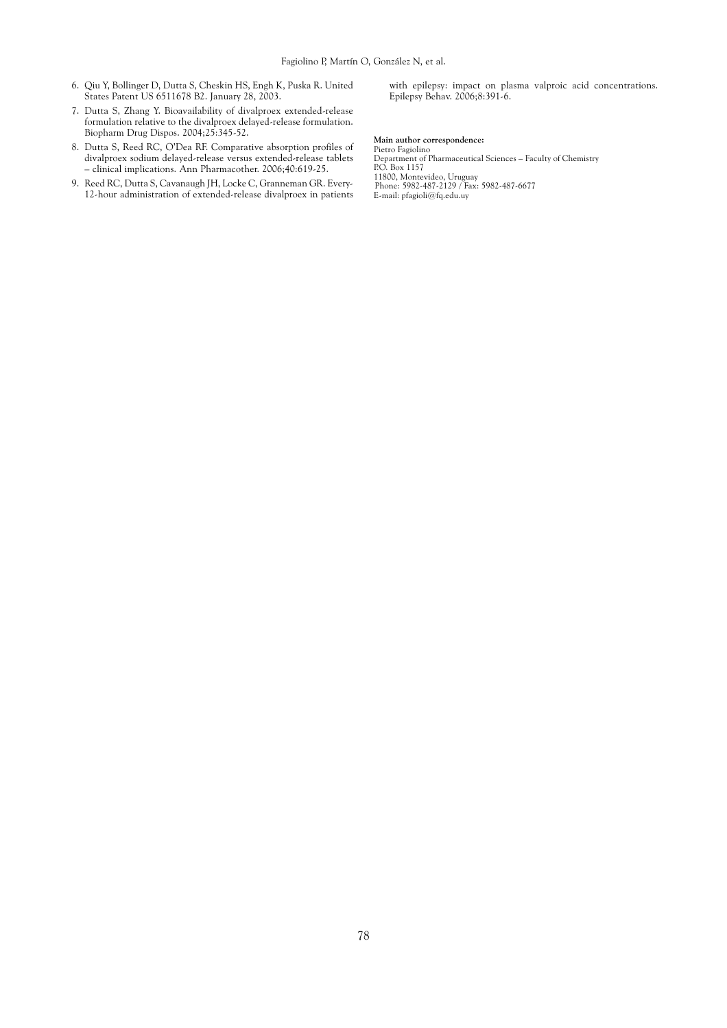6. Qiu Y, Bollinger D, Dutta S, Cheskin HS, Engh K, Puska R. United States Patent US 6511678 B2. January 28, 2003.
7. Dutta S, Zhang Y. Bioavailability of divalproex extended-release formulation relative to the divalproex delayed-release formulation. Biopharm Drug Dispos. 2004;25:345-52.
8. Dutta S, Reed RC, O'Dea RF. Comparative absorption profiles of divalproex sodium delayed-release versus extended-release tablets – clinical implications. Ann Pharmacother. 2006;40:619-25.
9. Reed RC, Dutta S, Cavanaugh JH, Locke C, Granneman GR. Every-12-hour administration of extended-release divalproex in patients with epilepsy: impact on plasma valproic acid concentrations. Epilepsy Behav. 2006;8:391-6.

**Main author correspondence:**
Pietro Fagiolino
Department of Pharmaceutical Sciences – Faculty of Chemistry
P.O. Box 1157
11800, Montevideo, Uruguay
Phone: 5982-487-2129 / Fax: 5982-487-6677
E-mail: pfagioli@fq.edu.uy